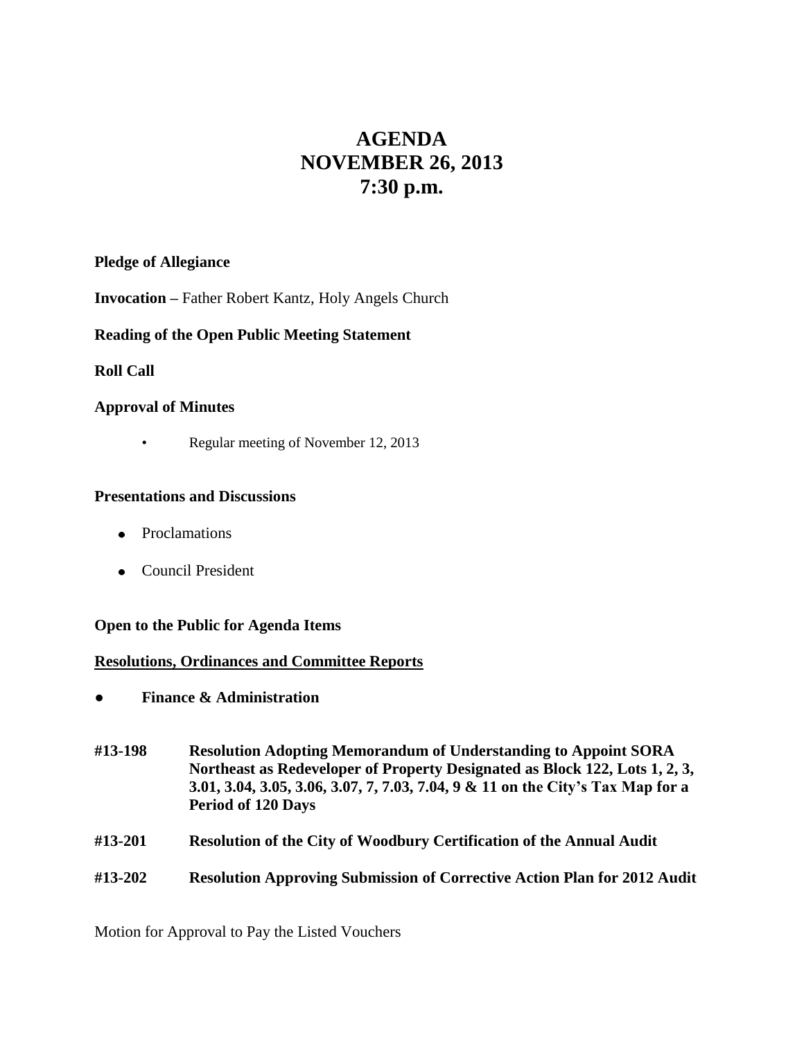# AGENDA
# NOVEMBER 26, 2013
# 7:30 p.m.

**Pledge of Allegiance**

**Invocation –** Father Robert Kantz, Holy Angels Church

**Reading of the Open Public Meeting Statement**

**Roll Call**

**Approval of Minutes**

- Regular meeting of November 12, 2013

**Presentations and Discussions**

- Proclamations
- Council President

**Open to the Public for Agenda Items**

**Resolutions, Ordinances and Committee Reports**

- **Finance & Administration**

**#13-198** **Resolution Adopting Memorandum of Understanding to Appoint SORA Northeast as Redeveloper of Property Designated as Block 122, Lots 1, 2, 3, 3.01, 3.04, 3.05, 3.06, 3.07, 7, 7.03, 7.04, 9 & 11 on the City's Tax Map for a Period of 120 Days**

**#13-201** **Resolution of the City of Woodbury Certification of the Annual Audit**

**#13-202** **Resolution Approving Submission of Corrective Action Plan for 2012 Audit**

Motion for Approval to Pay the Listed Vouchers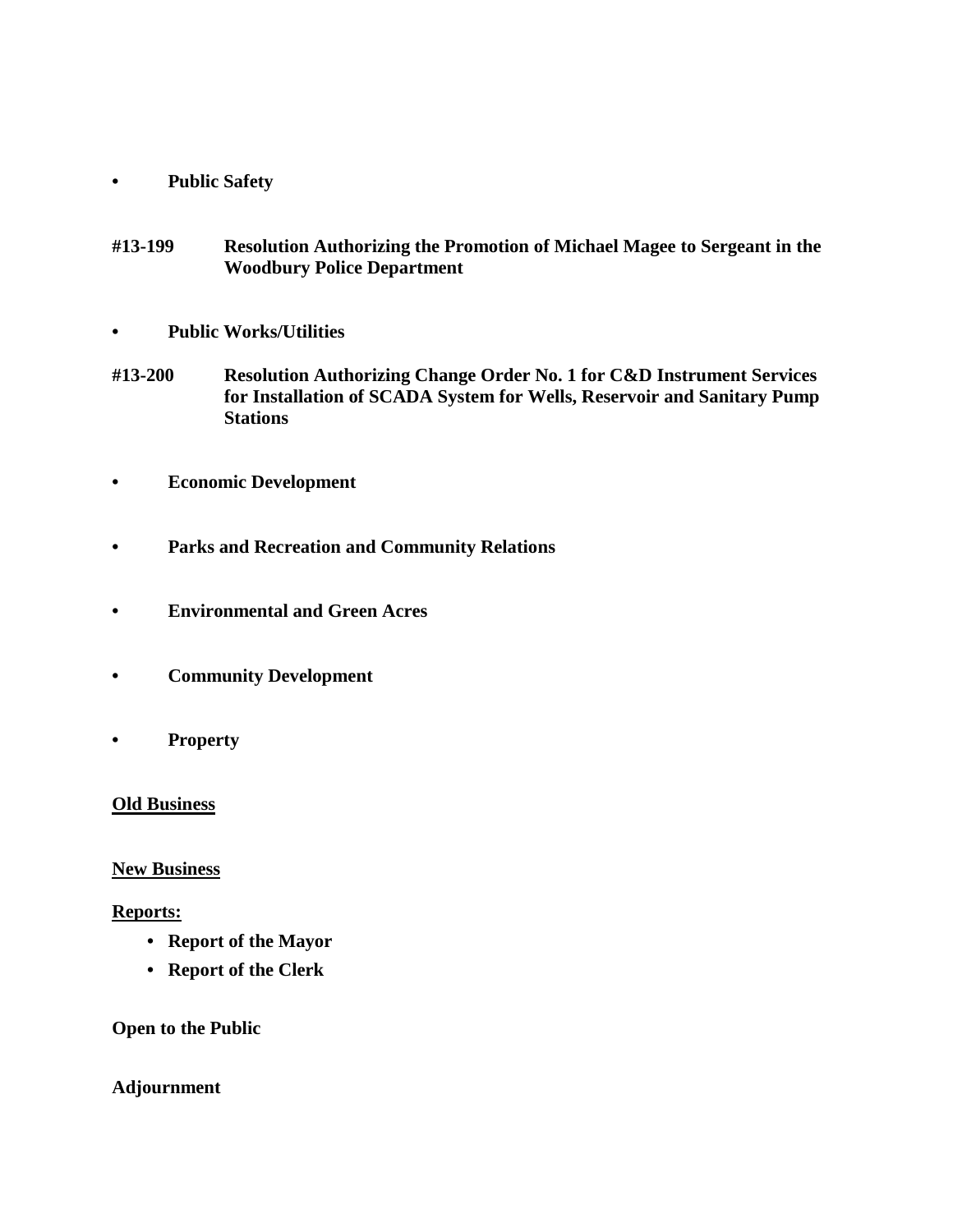- **Public Safety**

**#13-199** **Resolution Authorizing the Promotion of Michael Magee to Sergeant in the Woodbury Police Department**

- **Public Works/Utilities**

**#13-200** **Resolution Authorizing Change Order No. 1 for C&D Instrument Services for Installation of SCADA System for Wells, Reservoir and Sanitary Pump Stations**

- **Economic Development**

- **Parks and Recreation and Community Relations**

- **Environmental and Green Acres**

- **Community Development**

- **Property**

<u>**Old Business**</u>

<u>**New Business**</u>

<u>**Reports:**</u>

- **Report of the Mayor**
- **Report of the Clerk**

**Open to the Public**

**Adjournment**